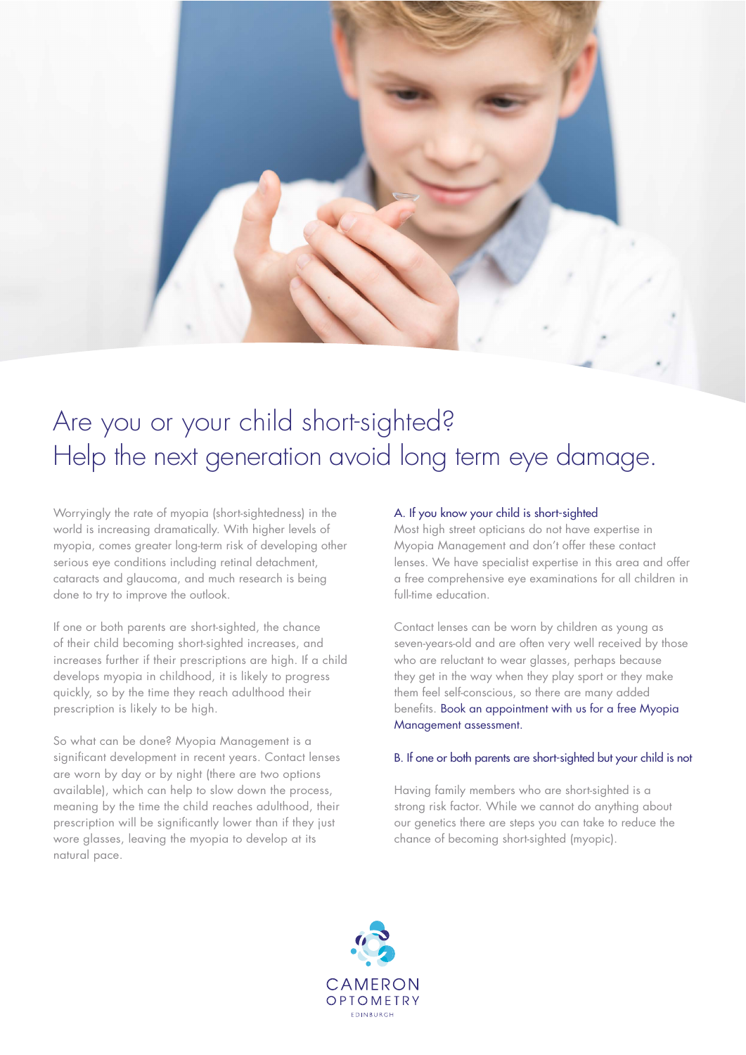# Are you or your child short-sighted? Help the next generation avoid long term eye damage.

Worryingly the rate of myopia (short-sightedness) in the world is increasing dramatically. With higher levels of myopia, comes greater long-term risk of developing other serious eye conditions including retinal detachment, cataracts and glaucoma, and much research is being done to try to improve the outlook.

If one or both parents are short-sighted, the chance of their child becoming short-sighted increases, and increases further if their prescriptions are high. If a child develops myopia in childhood, it is likely to progress quickly, so by the time they reach adulthood their prescription is likely to be high.

So what can be done? Myopia Management is a significant development in recent years. Contact lenses are worn by day or by night (there are two options available), which can help to slow down the process, meaning by the time the child reaches adulthood, their prescription will be significantly lower than if they just wore glasses, leaving the myopia to develop at its natural pace.

## A. If you know your child is short-sighted

Most high street opticians do not have expertise in Myopia Management and don't offer these contact lenses. We have specialist expertise in this area and offer a free comprehensive eye examinations for all children in full-time education.

Contact lenses can be worn by children as young as seven-years-old and are often very well received by those who are reluctant to wear glasses, perhaps because they get in the way when they play sport or they make them feel self-conscious, so there are many added benefits. Book an appointment with us for a free Myopia Management assessment.

## B. If one or both parents are short-sighted but your child is not

Having family members who are short-sighted is a strong risk factor. While we cannot do anything about our genetics there are steps you can take to reduce the chance of becoming short-sighted (myopic).

CAMERON OPTOMETRY
EDINBURGH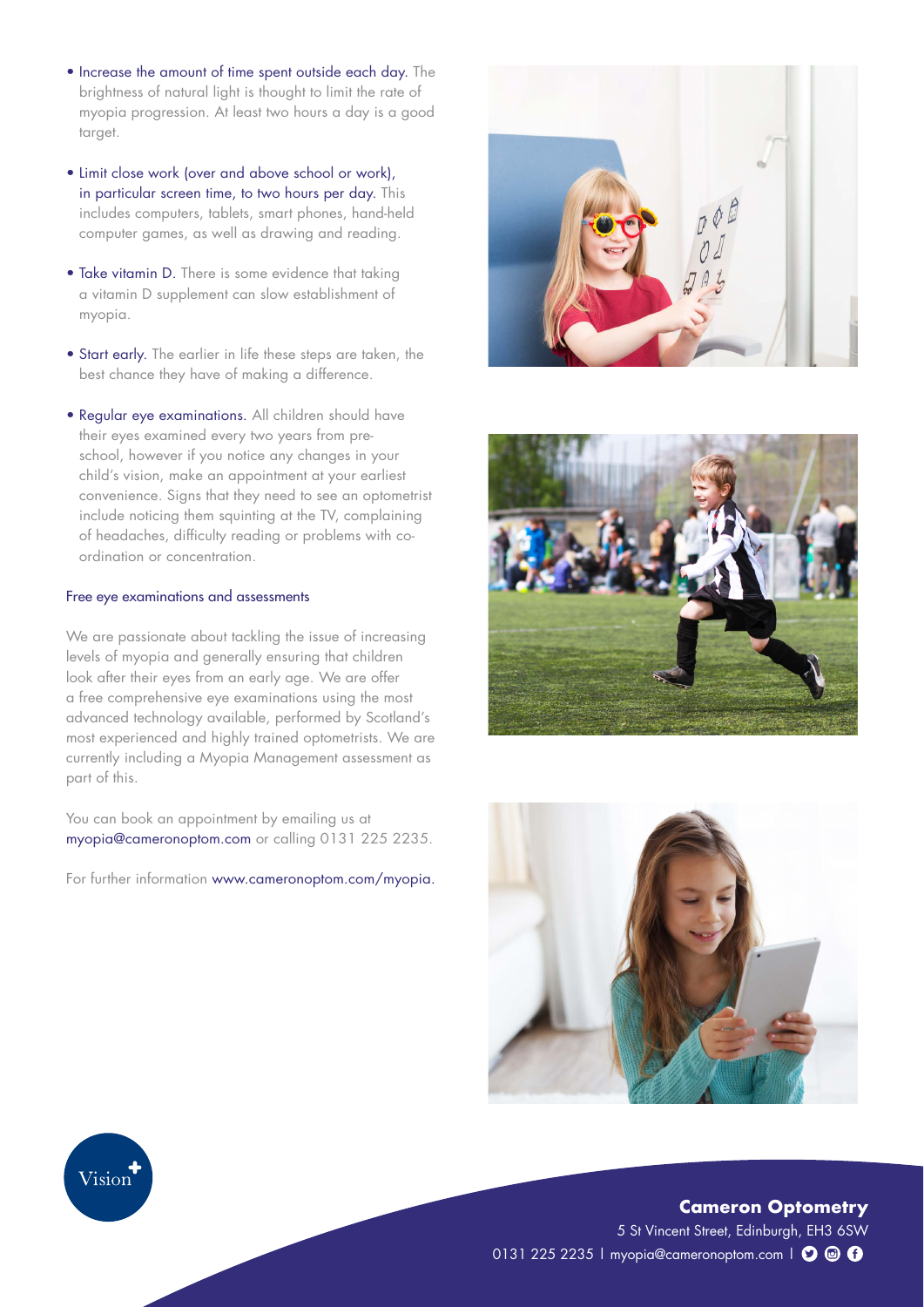- **Increase the amount of time spent outside each day.** The brightness of natural light is thought to limit the rate of myopia progression. At least two hours a day is a good target.

- **Limit close work (over and above school or work), in particular screen time, to two hours per day.** This includes computers, tablets, smart phones, hand-held computer games, as well as drawing and reading.

- **Take vitamin D.** There is some evidence that taking a vitamin D supplement can slow establishment of myopia.

- **Start early.** The earlier in life these steps are taken, the best chance they have of making a difference.

- **Regular eye examinations.** All children should have their eyes examined every two years from pre-school, however if you notice any changes in your child's vision, make an appointment at your earliest convenience. Signs that they need to see an optometrist include noticing them squinting at the TV, complaining of headaches, difficulty reading or problems with co-ordination or concentration.

## Free eye examinations and assessments

We are passionate about tackling the issue of increasing levels of myopia and generally ensuring that children look after their eyes from an early age. We are offer a free comprehensive eye examinations using the most advanced technology available, performed by Scotland's most experienced and highly trained optometrists. We are currently including a Myopia Management assessment as part of this.

You can book an appointment by emailing us at myopia@cameronoptom.com or calling 0131 225 2235.

For further information www.cameronoptom.com/myopia.

Vision+

**Cameron Optometry**
5 St Vincent Street, Edinburgh, EH3 6SW
0131 225 2235 | myopia@cameronoptom.com |